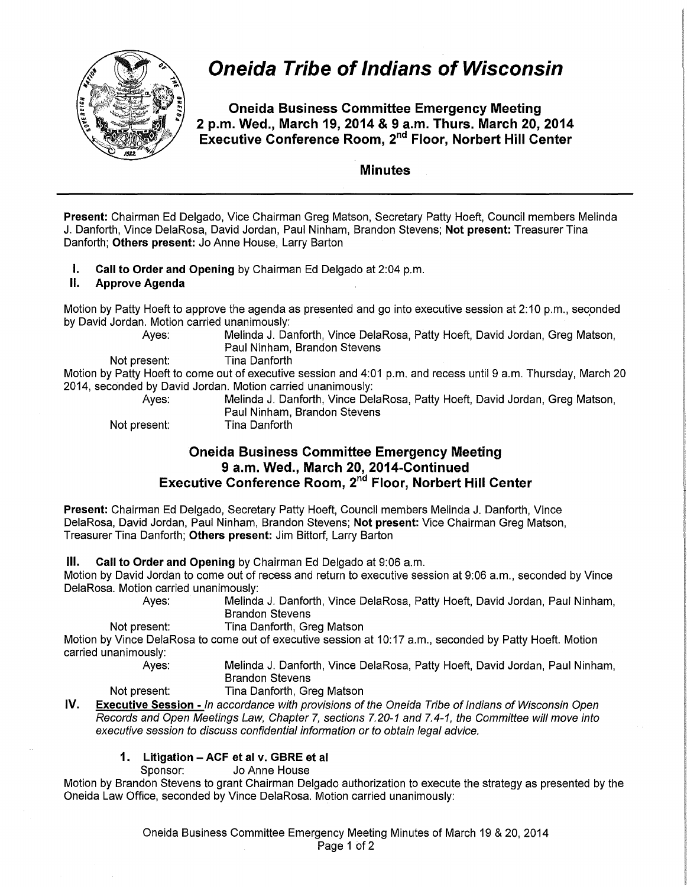# Oneida Tribe of Indians of Wisconsin

## Oneida Business Committee Emergency Meeting
## 2 p.m. Wed., March 19, 2014 & 9 a.m. Thurs. March 20, 2014
## Executive Conference Room, 2nd Floor, Norbert Hill Center

### Minutes

**Present:** Chairman Ed Delgado, Vice Chairman Greg Matson, Secretary Patty Hoeft, Council members Melinda J. Danforth, Vince DelaRosa, David Jordan, Paul Ninham, Brandon Stevens; **Not present:** Treasurer Tina Danforth; **Others present:** Jo Anne House, Larry Barton

**I. Call to Order and Opening** by Chairman Ed Delgado at 2:04 p.m.

**II. Approve Agenda**

Motion by Patty Hoeft to approve the agenda as presented and go into executive session at 2:10 p.m., seconded by David Jordan. Motion carried unanimously:

Ayes: Melinda J. Danforth, Vince DelaRosa, Patty Hoeft, David Jordan, Greg Matson, Paul Ninham, Brandon Stevens
Not present: Tina Danforth

Motion by Patty Hoeft to come out of executive session and 4:01 p.m. and recess until 9 a.m. Thursday, March 20 2014, seconded by David Jordan. Motion carried unanimously:

Ayes: Melinda J. Danforth, Vince DelaRosa, Patty Hoeft, David Jordan, Greg Matson, Paul Ninham, Brandon Stevens
Not present: Tina Danforth

## Oneida Business Committee Emergency Meeting
## 9 a.m. Wed., March 20, 2014-Continued
## Executive Conference Room, 2nd Floor, Norbert Hill Center

**Present:** Chairman Ed Delgado, Secretary Patty Hoeft, Council members Melinda J. Danforth, Vince DelaRosa, David Jordan, Paul Ninham, Brandon Stevens; **Not present:** Vice Chairman Greg Matson, Treasurer Tina Danforth; **Others present:** Jim Bittorf, Larry Barton

**III. Call to Order and Opening** by Chairman Ed Delgado at 9:06 a.m.

Motion by David Jordan to come out of recess and return to executive session at 9:06 a.m., seconded by Vince DelaRosa. Motion carried unanimously:

Ayes: Melinda J. Danforth, Vince DelaRosa, Patty Hoeft, David Jordan, Paul Ninham, Brandon Stevens
Not present: Tina Danforth, Greg Matson

Motion by Vince DelaRosa to come out of executive session at 10:17 a.m., seconded by Patty Hoeft. Motion carried unanimously:

Ayes: Melinda J. Danforth, Vince DelaRosa, Patty Hoeft, David Jordan, Paul Ninham, Brandon Stevens
Not present: Tina Danforth, Greg Matson

**IV. Executive Session -** *In accordance with provisions of the Oneida Tribe of Indians of Wisconsin Open Records and Open Meetings Law, Chapter 7, sections 7.20-1 and 7.4-1, the Committee will move into executive session to discuss confidential information or to obtain legal advice.*

**1. Litigation – ACF et al v. GBRE et al**
Sponsor: Jo Anne House

Motion by Brandon Stevens to grant Chairman Delgado authorization to execute the strategy as presented by the Oneida Law Office, seconded by Vince DelaRosa. Motion carried unanimously: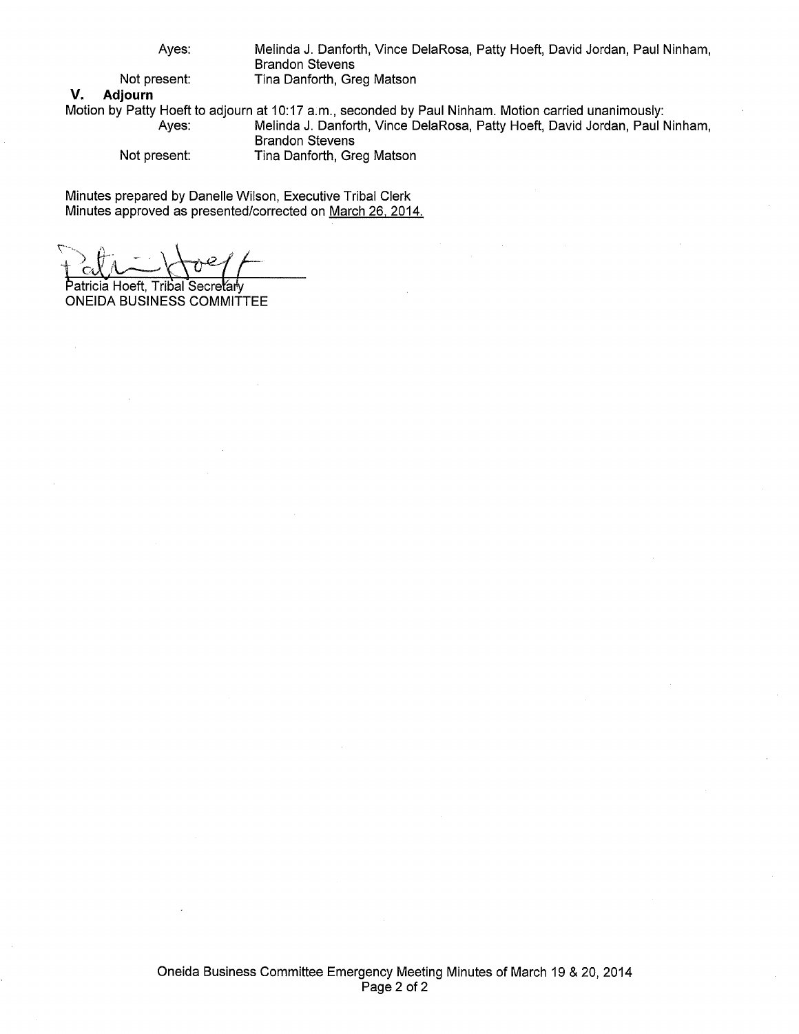Ayes: Melinda J. Danforth, Vince DelaRosa, Patty Hoeft, David Jordan, Paul Ninham, Brandon Stevens

Not present: Tina Danforth, Greg Matson

## V. Adjourn

Motion by Patty Hoeft to adjourn at 10:17 a.m., seconded by Paul Ninham. Motion carried unanimously:

Ayes: Melinda J. Danforth, Vince DelaRosa, Patty Hoeft, David Jordan, Paul Ninham, Brandon Stevens

Not present: Tina Danforth, Greg Matson

Minutes prepared by Danelle Wilson, Executive Tribal Clerk
Minutes approved as presented/corrected on March 26, 2014.

Patricia Hoeft, Tribal Secretary
ONEIDA BUSINESS COMMITTEE